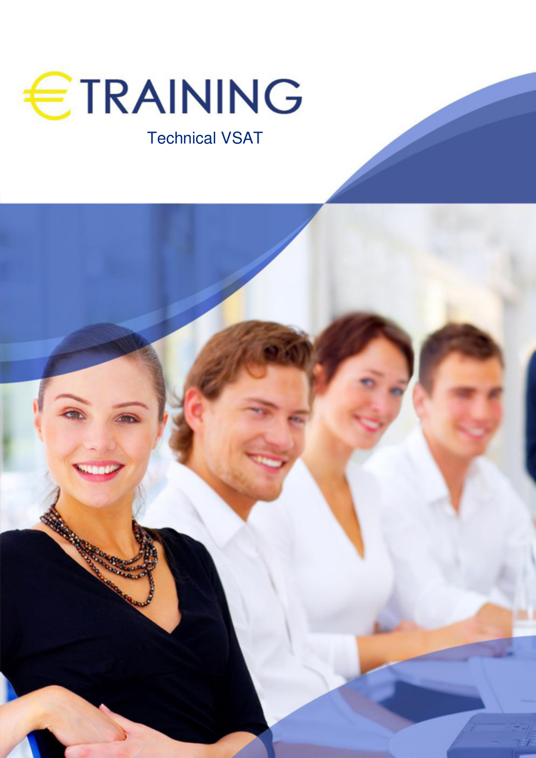# €TRAINING

Technical VSAT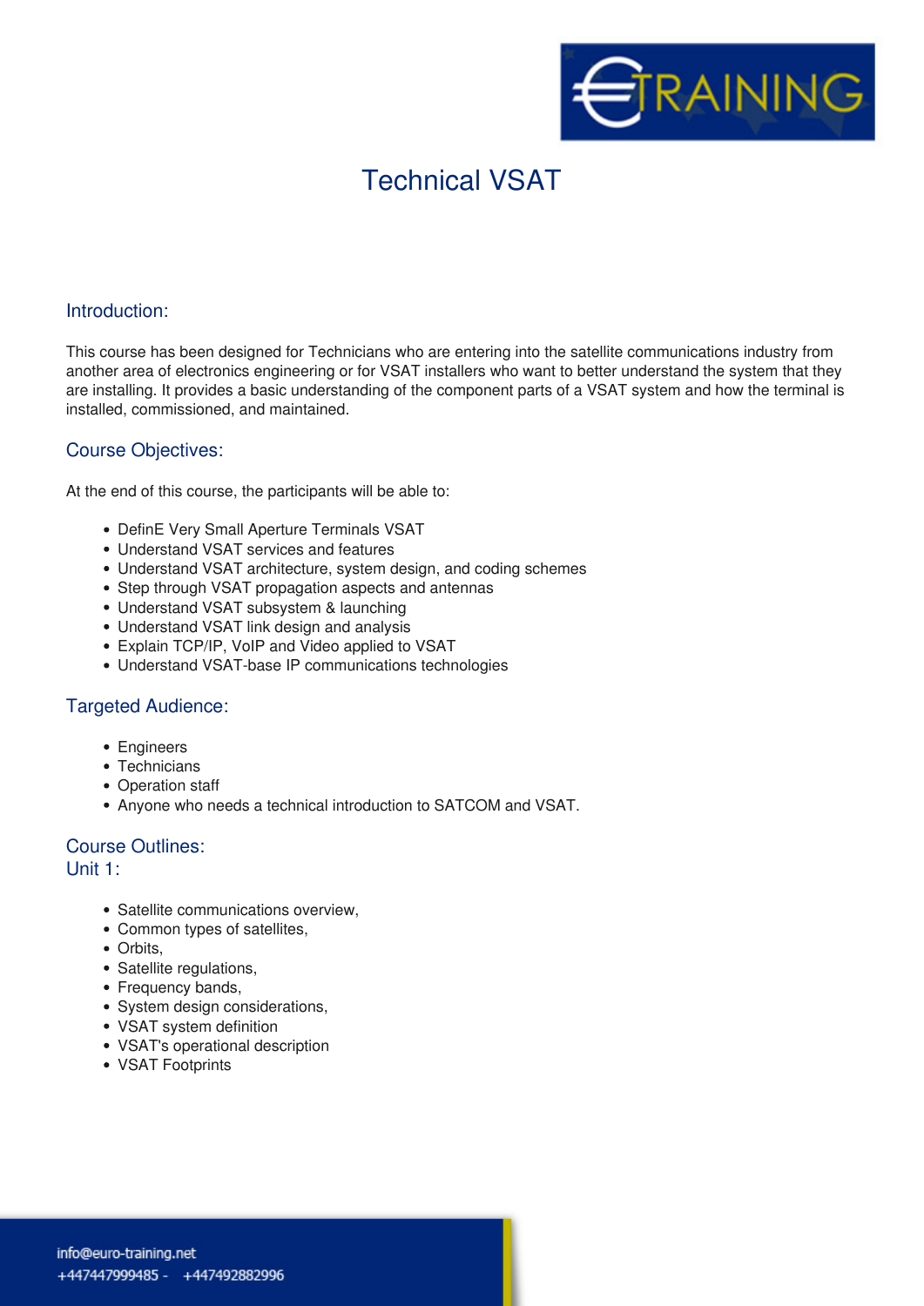# Technical VSAT

## Introduction:

This course has been designed for Technicians who are entering into the satellite communications industry from another area of electronics engineering or for VSAT installers who want to better understand the system that they are installing. It provides a basic understanding of the component parts of a VSAT system and how the terminal is installed, commissioned, and maintained.

## Course Objectives:

At the end of this course, the participants will be able to:

- DefinE Very Small Aperture Terminals VSAT
- Understand VSAT services and features
- Understand VSAT architecture, system design, and coding schemes
- Step through VSAT propagation aspects and antennas
- Understand VSAT subsystem & launching
- Understand VSAT link design and analysis
- Explain TCP/IP, VoIP and Video applied to VSAT
- Understand VSAT-base IP communications technologies

## Targeted Audience:

- Engineers
- Technicians
- Operation staff
- Anyone who needs a technical introduction to SATCOM and VSAT.

## Course Outlines:

### Unit 1:

- Satellite communications overview,
- Common types of satellites,
- Orbits,
- Satellite regulations,
- Frequency bands,
- System design considerations,
- VSAT system definition
- VSAT's operational description
- VSAT Footprints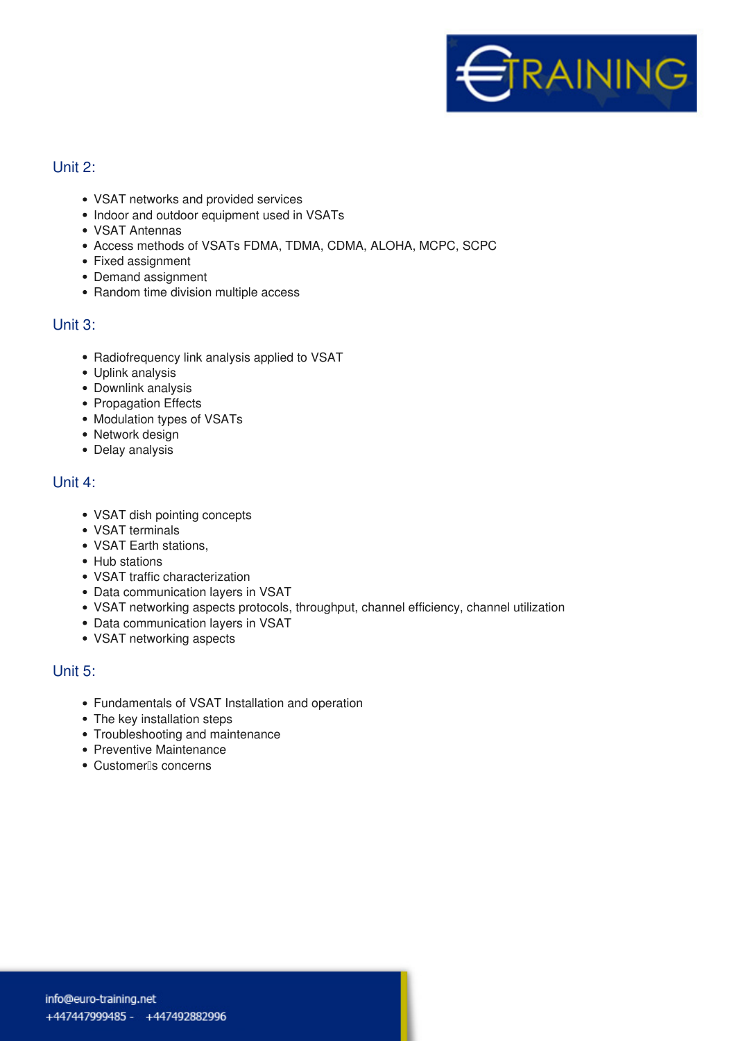## Unit 2:

- VSAT networks and provided services
- Indoor and outdoor equipment used in VSATs
- VSAT Antennas
- Access methods of VSATs FDMA, TDMA, CDMA, ALOHA, MCPC, SCPC
- Fixed assignment
- Demand assignment
- Random time division multiple access

## Unit 3:

- Radiofrequency link analysis applied to VSAT
- Uplink analysis
- Downlink analysis
- Propagation Effects
- Modulation types of VSATs
- Network design
- Delay analysis

## Unit 4:

- VSAT dish pointing concepts
- VSAT terminals
- VSAT Earth stations,
- Hub stations
- VSAT traffic characterization
- Data communication layers in VSAT
- VSAT networking aspects protocols, throughput, channel efficiency, channel utilization
- Data communication layers in VSAT
- VSAT networking aspects

## Unit 5:

- Fundamentals of VSAT Installation and operation
- The key installation steps
- Troubleshooting and maintenance
- Preventive Maintenance
- Customer's concerns